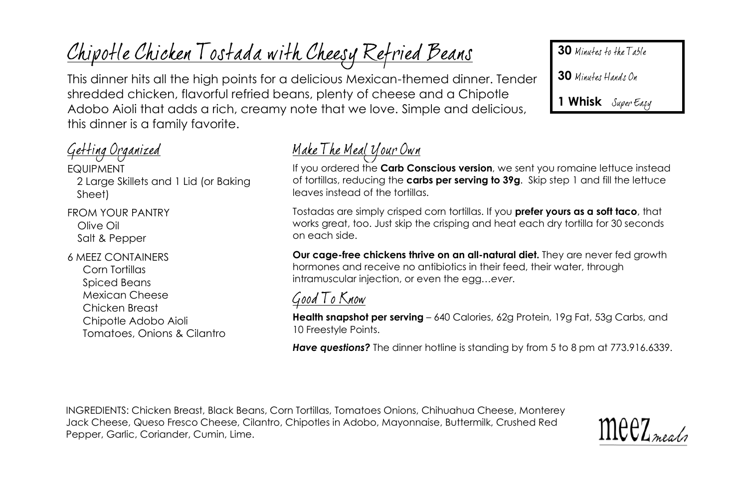# Chipotle Chicken Tostada with Cheesy Refried Beans

This dinner hits all the high points for a delicious Mexican-themed dinner. Tender shredded chicken, flavorful refried beans, plenty of cheese and a Chipotle Adobo Aioli that adds a rich, creamy note that we love. Simple and delicious, this dinner is a family favorite.

**30** Minutes to the Table

**30** Minutes Hands On

**1 Whisk** Super Easy

## Getting Organized

EQUIPMENT
- 2 Large Skillets and 1 Lid (or Baking Sheet)

FROM YOUR PANTRY
- Olive Oil
- Salt & Pepper

6 MEEZ CONTAINERS
- Corn Tortillas
- Spiced Beans
- Mexican Cheese
- Chicken Breast
- Chipotle Adobo Aioli
- Tomatoes, Onions & Cilantro

## Make The Meal Your Own

If you ordered the **Carb Conscious version**, we sent you romaine lettuce instead of tortillas, reducing the **carbs per serving to 39g**. Skip step 1 and fill the lettuce leaves instead of the tortillas.

Tostadas are simply crisped corn tortillas. If you **prefer yours as a soft taco**, that works great, too. Just skip the crisping and heat each dry tortilla for 30 seconds on each side.

**Our cage-free chickens thrive on an all-natural diet.** They are never fed growth hormones and receive no antibiotics in their feed, their water, through intramuscular injection, or even the egg…*ever*.

## Good To Know

**Health snapshot per serving** – 640 Calories, 62g Protein, 19g Fat, 53g Carbs, and 10 Freestyle Points.

***Have questions?*** The dinner hotline is standing by from 5 to 8 pm at 773.916.6339.

INGREDIENTS: Chicken Breast, Black Beans, Corn Tortillas, Tomatoes Onions, Chihuahua Cheese, Monterey Jack Cheese, Queso Fresco Cheese, Cilantro, Chipotles in Adobo, Mayonnaise, Buttermilk, Crushed Red Pepper, Garlic, Coriander, Cumin, Lime.

meez meals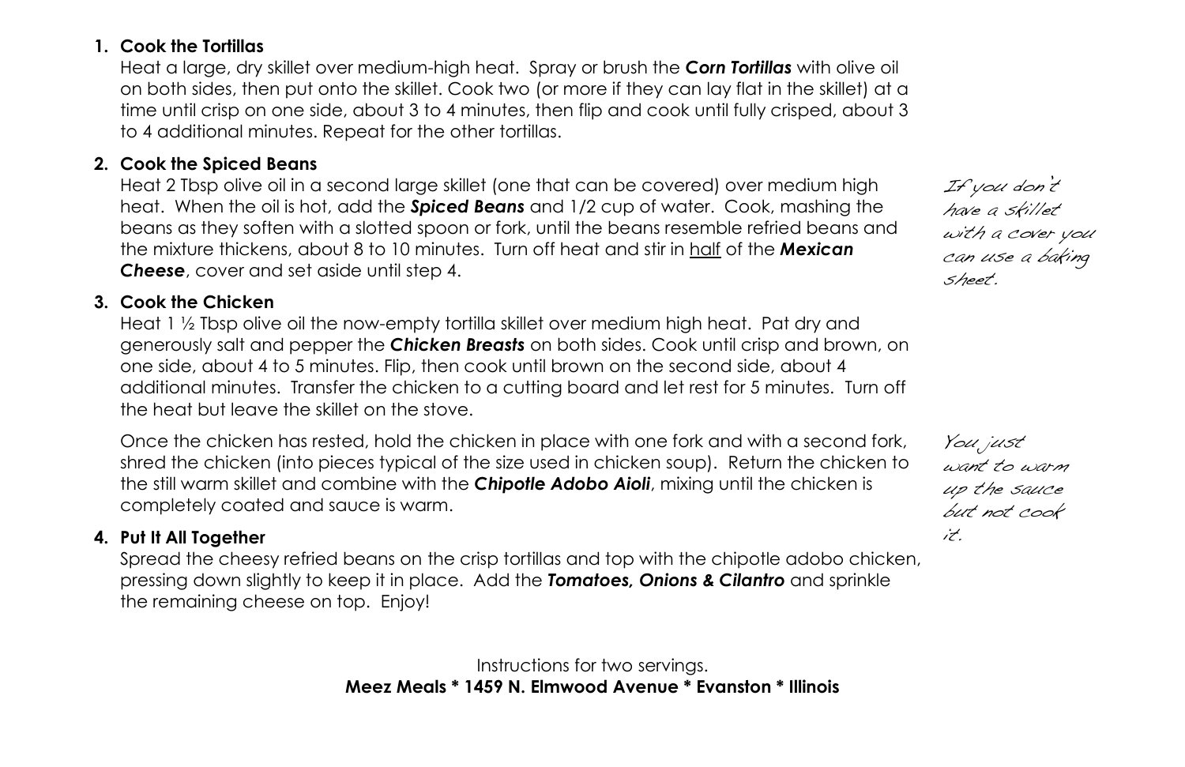1. **Cook the Tortillas**
   Heat a large, dry skillet over medium-high heat. Spray or brush the ***Corn Tortillas*** with olive oil on both sides, then put onto the skillet. Cook two (or more if they can lay flat in the skillet) at a time until crisp on one side, about 3 to 4 minutes, then flip and cook until fully crisped, about 3 to 4 additional minutes. Repeat for the other tortillas.

2. **Cook the Spiced Beans**
   Heat 2 Tbsp olive oil in a second large skillet (one that can be covered) over medium high heat. When the oil is hot, add the ***Spiced Beans*** and 1/2 cup of water. Cook, mashing the beans as they soften with a slotted spoon or fork, until the beans resemble refried beans and the mixture thickens, about 8 to 10 minutes. Turn off heat and stir in half of the ***Mexican Cheese***, cover and set aside until step 4.

   *If you don't have a skillet with a cover you can use a baking sheet.*

3. **Cook the Chicken**
   Heat 1 ½ Tbsp olive oil the now-empty tortilla skillet over medium high heat. Pat dry and generously salt and pepper the ***Chicken Breasts*** on both sides. Cook until crisp and brown, on one side, about 4 to 5 minutes. Flip, then cook until brown on the second side, about 4 additional minutes. Transfer the chicken to a cutting board and let rest for 5 minutes. Turn off the heat but leave the skillet on the stove.

   Once the chicken has rested, hold the chicken in place with one fork and with a second fork, shred the chicken (into pieces typical of the size used in chicken soup). Return the chicken to the still warm skillet and combine with the ***Chipotle Adobo Aioli***, mixing until the chicken is completely coated and sauce is warm.

   *You just want to warm up the sauce but not cook it.*

4. **Put It All Together**
   Spread the cheesy refried beans on the crisp tortillas and top with the chipotle adobo chicken, pressing down slightly to keep it in place. Add the ***Tomatoes, Onions & Cilantro*** and sprinkle the remaining cheese on top. Enjoy!

Instructions for two servings.

**Meez Meals * 1459 N. Elmwood Avenue * Evanston * Illinois**